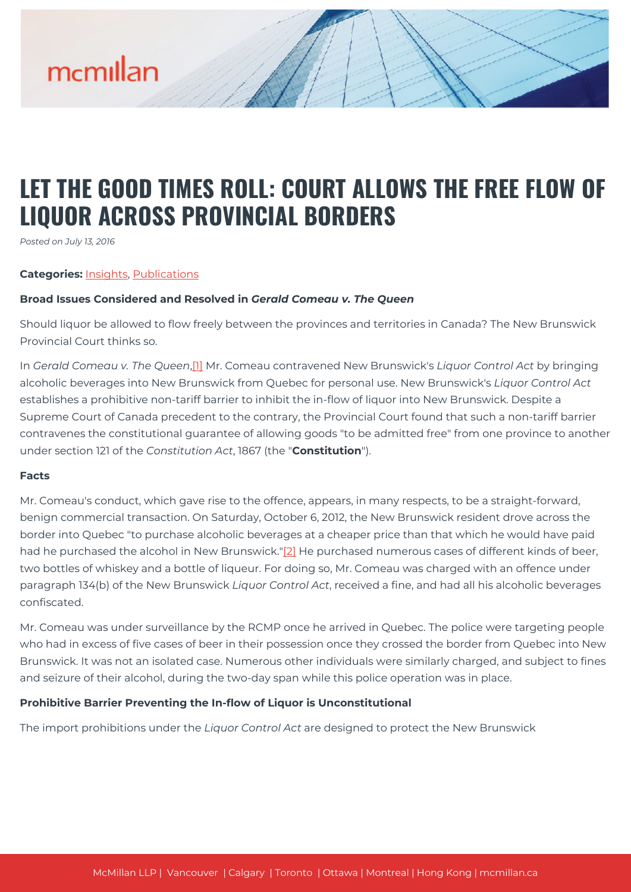# LET THE GOOD TIMES ROLL: COURT ALLOWS THE FREE FLOW OF LIQUOR ACROSS PROVINCIAL BORDERS

*Posted on July 13, 2016*

**Categories:** Insights, Publications

**Broad Issues Considered and Resolved in *Gerald Comeau v. The Queen***

Should liquor be allowed to flow freely between the provinces and territories in Canada? The New Brunswick Provincial Court thinks so.

In *Gerald Comeau v. The Queen*,[1] Mr. Comeau contravened New Brunswick's *Liquor Control Act* by bringing alcoholic beverages into New Brunswick from Quebec for personal use. New Brunswick's *Liquor Control Act* establishes a prohibitive non-tariff barrier to inhibit the in-flow of liquor into New Brunswick. Despite a Supreme Court of Canada precedent to the contrary, the Provincial Court found that such a non-tariff barrier contravenes the constitutional guarantee of allowing goods "to be admitted free" from one province to another under section 121 of the *Constitution Act*, 1867 (the "**Constitution**").

**Facts**

Mr. Comeau's conduct, which gave rise to the offence, appears, in many respects, to be a straight-forward, benign commercial transaction. On Saturday, October 6, 2012, the New Brunswick resident drove across the border into Quebec "to purchase alcoholic beverages at a cheaper price than that which he would have paid had he purchased the alcohol in New Brunswick."[2] He purchased numerous cases of different kinds of beer, two bottles of whiskey and a bottle of liqueur. For doing so, Mr. Comeau was charged with an offence under paragraph 134(b) of the New Brunswick *Liquor Control Act*, received a fine, and had all his alcoholic beverages confiscated.

Mr. Comeau was under surveillance by the RCMP once he arrived in Quebec. The police were targeting people who had in excess of five cases of beer in their possession once they crossed the border from Quebec into New Brunswick. It was not an isolated case. Numerous other individuals were similarly charged, and subject to fines and seizure of their alcohol, during the two-day span while this police operation was in place.

**Prohibitive Barrier Preventing the In-flow of Liquor is Unconstitutional**

The import prohibitions under the *Liquor Control Act* are designed to protect the New Brunswick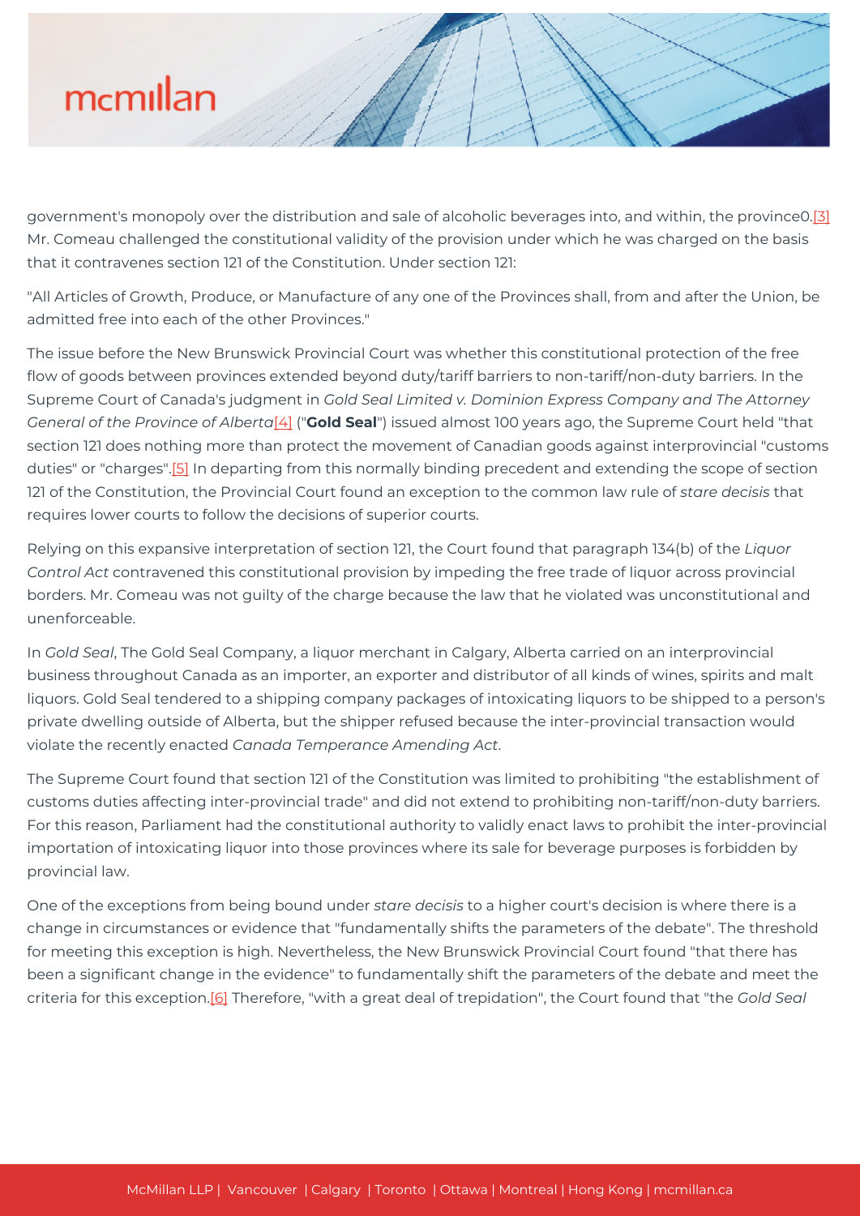government's monopoly over the distribution and sale of alcoholic beverages into, and within, the province0.[3] Mr. Comeau challenged the constitutional validity of the provision under which he was charged on the basis that it contravenes section 121 of the Constitution. Under section 121:

"All Articles of Growth, Produce, or Manufacture of any one of the Provinces shall, from and after the Union, be admitted free into each of the other Provinces."

The issue before the New Brunswick Provincial Court was whether this constitutional protection of the free flow of goods between provinces extended beyond duty/tariff barriers to non-tariff/non-duty barriers. In the Supreme Court of Canada's judgment in *Gold Seal Limited v. Dominion Express Company and The Attorney General of the Province of Alberta*[4] ("**Gold Seal**") issued almost 100 years ago, the Supreme Court held "that section 121 does nothing more than protect the movement of Canadian goods against interprovincial "customs duties" or "charges".[5] In departing from this normally binding precedent and extending the scope of section 121 of the Constitution, the Provincial Court found an exception to the common law rule of *stare decisis* that requires lower courts to follow the decisions of superior courts.

Relying on this expansive interpretation of section 121, the Court found that paragraph 134(b) of the *Liquor Control Act* contravened this constitutional provision by impeding the free trade of liquor across provincial borders. Mr. Comeau was not guilty of the charge because the law that he violated was unconstitutional and unenforceable.

In *Gold Seal*, The Gold Seal Company, a liquor merchant in Calgary, Alberta carried on an interprovincial business throughout Canada as an importer, an exporter and distributor of all kinds of wines, spirits and malt liquors. Gold Seal tendered to a shipping company packages of intoxicating liquors to be shipped to a person's private dwelling outside of Alberta, but the shipper refused because the inter-provincial transaction would violate the recently enacted *Canada Temperance Amending Act*.

The Supreme Court found that section 121 of the Constitution was limited to prohibiting "the establishment of customs duties affecting inter-provincial trade" and did not extend to prohibiting non-tariff/non-duty barriers. For this reason, Parliament had the constitutional authority to validly enact laws to prohibit the inter-provincial importation of intoxicating liquor into those provinces where its sale for beverage purposes is forbidden by provincial law.

One of the exceptions from being bound under *stare decisis* to a higher court's decision is where there is a change in circumstances or evidence that "fundamentally shifts the parameters of the debate". The threshold for meeting this exception is high. Nevertheless, the New Brunswick Provincial Court found "that there has been a significant change in the evidence" to fundamentally shift the parameters of the debate and meet the criteria for this exception.[6] Therefore, "with a great deal of trepidation", the Court found that "the *Gold Seal*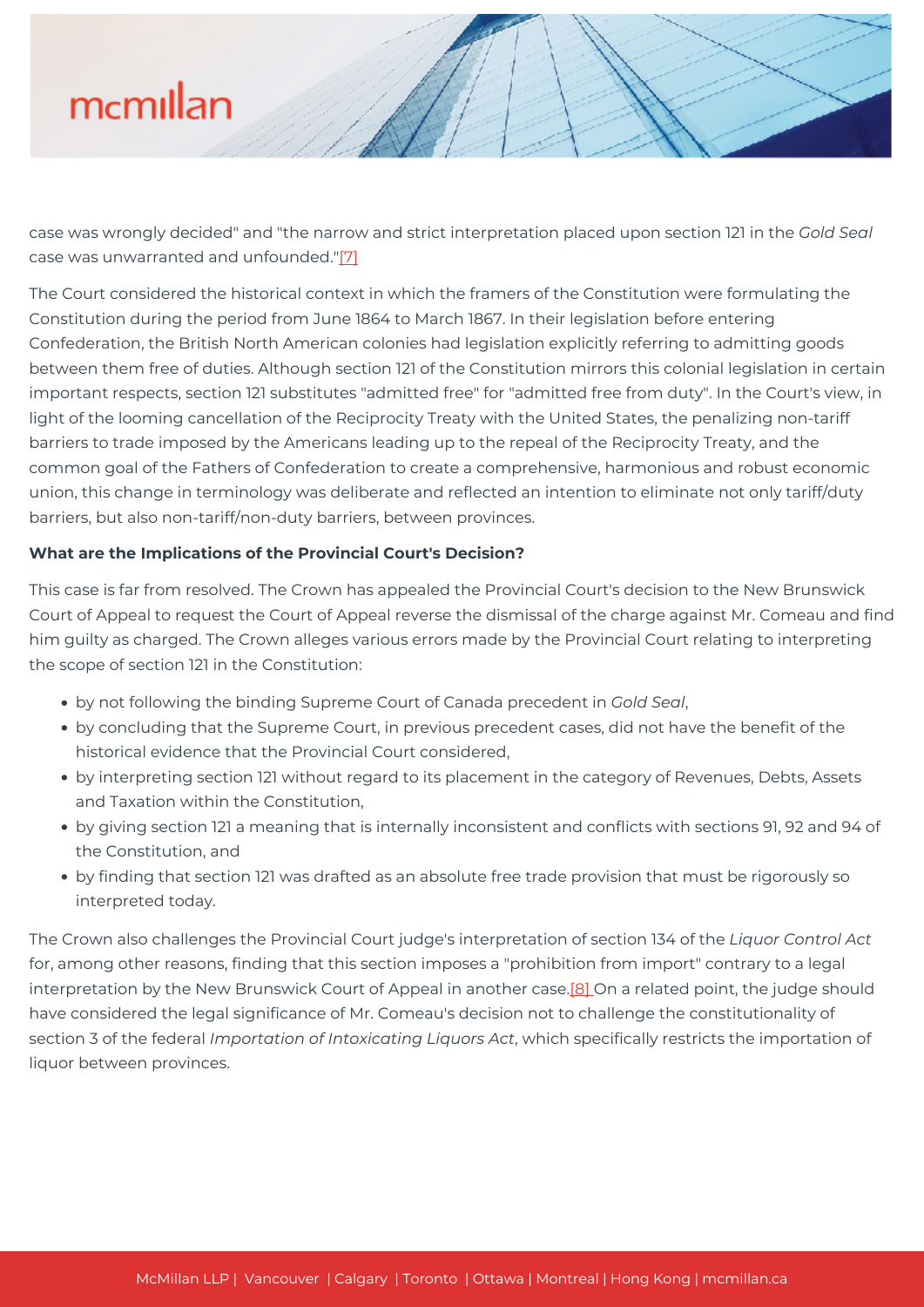case was wrongly decided" and "the narrow and strict interpretation placed upon section 121 in the *Gold Seal* case was unwarranted and unfounded."[7]

The Court considered the historical context in which the framers of the Constitution were formulating the Constitution during the period from June 1864 to March 1867. In their legislation before entering Confederation, the British North American colonies had legislation explicitly referring to admitting goods between them free of duties. Although section 121 of the Constitution mirrors this colonial legislation in certain important respects, section 121 substitutes "admitted free" for "admitted free from duty". In the Court's view, in light of the looming cancellation of the Reciprocity Treaty with the United States, the penalizing non-tariff barriers to trade imposed by the Americans leading up to the repeal of the Reciprocity Treaty, and the common goal of the Fathers of Confederation to create a comprehensive, harmonious and robust economic union, this change in terminology was deliberate and reflected an intention to eliminate not only tariff/duty barriers, but also non-tariff/non-duty barriers, between provinces.

**What are the Implications of the Provincial Court's Decision?**

This case is far from resolved. The Crown has appealed the Provincial Court's decision to the New Brunswick Court of Appeal to request the Court of Appeal reverse the dismissal of the charge against Mr. Comeau and find him guilty as charged. The Crown alleges various errors made by the Provincial Court relating to interpreting the scope of section 121 in the Constitution:

- by not following the binding Supreme Court of Canada precedent in *Gold Seal*,
- by concluding that the Supreme Court, in previous precedent cases, did not have the benefit of the historical evidence that the Provincial Court considered,
- by interpreting section 121 without regard to its placement in the category of Revenues, Debts, Assets and Taxation within the Constitution,
- by giving section 121 a meaning that is internally inconsistent and conflicts with sections 91, 92 and 94 of the Constitution, and
- by finding that section 121 was drafted as an absolute free trade provision that must be rigorously so interpreted today.

The Crown also challenges the Provincial Court judge's interpretation of section 134 of the *Liquor Control Act* for, among other reasons, finding that this section imposes a "prohibition from import" contrary to a legal interpretation by the New Brunswick Court of Appeal in another case.[8] On a related point, the judge should have considered the legal significance of Mr. Comeau's decision not to challenge the constitutionality of section 3 of the federal *Importation of Intoxicating Liquors Act*, which specifically restricts the importation of liquor between provinces.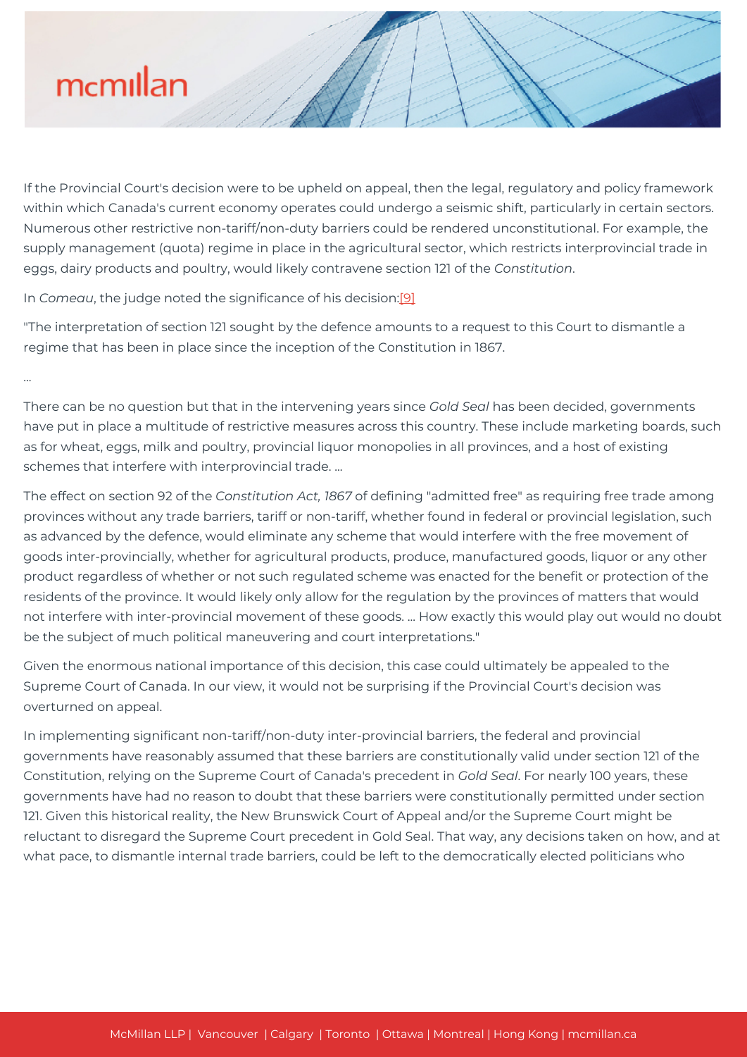If the Provincial Court's decision were to be upheld on appeal, then the legal, regulatory and policy framework within which Canada's current economy operates could undergo a seismic shift, particularly in certain sectors. Numerous other restrictive non-tariff/non-duty barriers could be rendered unconstitutional. For example, the supply management (quota) regime in place in the agricultural sector, which restricts interprovincial trade in eggs, dairy products and poultry, would likely contravene section 121 of the *Constitution*.

In *Comeau*, the judge noted the significance of his decision:[9]

"The interpretation of section 121 sought by the defence amounts to a request to this Court to dismantle a regime that has been in place since the inception of the Constitution in 1867.

...

There can be no question but that in the intervening years since *Gold Seal* has been decided, governments have put in place a multitude of restrictive measures across this country. These include marketing boards, such as for wheat, eggs, milk and poultry, provincial liquor monopolies in all provinces, and a host of existing schemes that interfere with interprovincial trade. ...

The effect on section 92 of the *Constitution Act, 1867* of defining "admitted free" as requiring free trade among provinces without any trade barriers, tariff or non-tariff, whether found in federal or provincial legislation, such as advanced by the defence, would eliminate any scheme that would interfere with the free movement of goods inter-provincially, whether for agricultural products, produce, manufactured goods, liquor or any other product regardless of whether or not such regulated scheme was enacted for the benefit or protection of the residents of the province. It would likely only allow for the regulation by the provinces of matters that would not interfere with inter-provincial movement of these goods. ... How exactly this would play out would no doubt be the subject of much political maneuvering and court interpretations."

Given the enormous national importance of this decision, this case could ultimately be appealed to the Supreme Court of Canada. In our view, it would not be surprising if the Provincial Court's decision was overturned on appeal.

In implementing significant non-tariff/non-duty inter-provincial barriers, the federal and provincial governments have reasonably assumed that these barriers are constitutionally valid under section 121 of the Constitution, relying on the Supreme Court of Canada's precedent in *Gold Seal*. For nearly 100 years, these governments have had no reason to doubt that these barriers were constitutionally permitted under section 121. Given this historical reality, the New Brunswick Court of Appeal and/or the Supreme Court might be reluctant to disregard the Supreme Court precedent in Gold Seal. That way, any decisions taken on how, and at what pace, to dismantle internal trade barriers, could be left to the democratically elected politicians who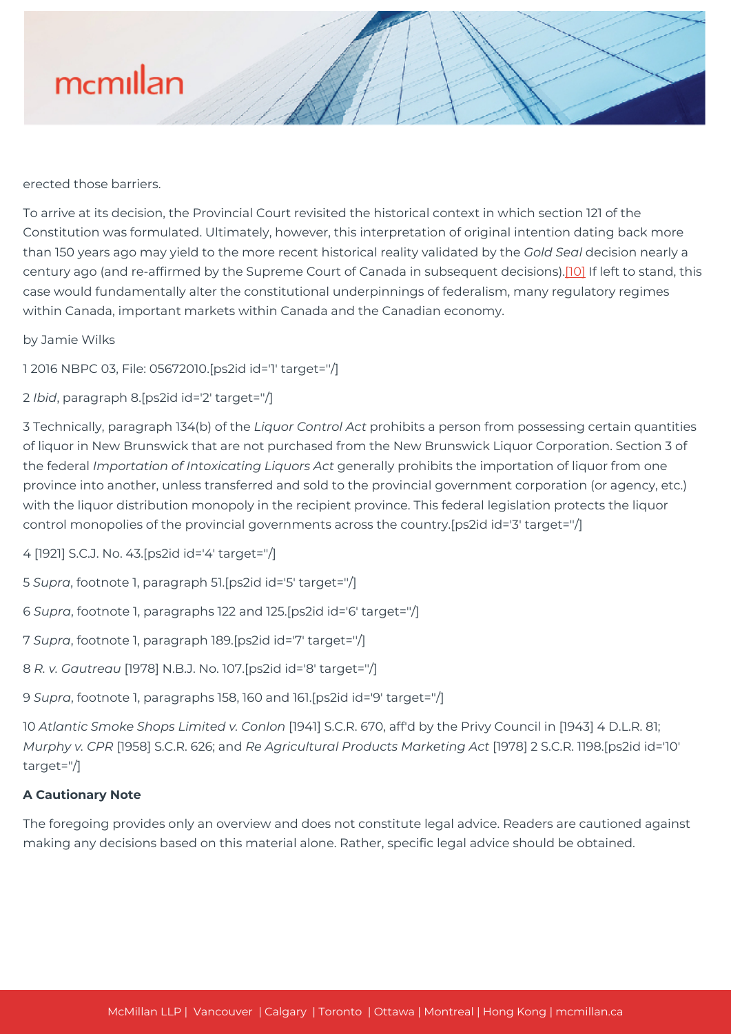erected those barriers.

To arrive at its decision, the Provincial Court revisited the historical context in which section 121 of the Constitution was formulated. Ultimately, however, this interpretation of original intention dating back more than 150 years ago may yield to the more recent historical reality validated by the *Gold Seal* decision nearly a century ago (and re-affirmed by the Supreme Court of Canada in subsequent decisions).[10] If left to stand, this case would fundamentally alter the constitutional underpinnings of federalism, many regulatory regimes within Canada, important markets within Canada and the Canadian economy.

by Jamie Wilks

1 2016 NBPC 03, File: 05672010.[ps2id id='1' target=''/]

2 *Ibid*, paragraph 8.[ps2id id='2' target=''/]

3 Technically, paragraph 134(b) of the *Liquor Control Act* prohibits a person from possessing certain quantities of liquor in New Brunswick that are not purchased from the New Brunswick Liquor Corporation. Section 3 of the federal *Importation of Intoxicating Liquors Act* generally prohibits the importation of liquor from one province into another, unless transferred and sold to the provincial government corporation (or agency, etc.) with the liquor distribution monopoly in the recipient province. This federal legislation protects the liquor control monopolies of the provincial governments across the country.[ps2id id='3' target=''/]

4 [1921] S.C.J. No. 43.[ps2id id='4' target=''/]

5 *Supra*, footnote 1, paragraph 51.[ps2id id='5' target=''/]

6 *Supra*, footnote 1, paragraphs 122 and 125.[ps2id id='6' target=''/]

7 *Supra*, footnote 1, paragraph 189.[ps2id id='7' target=''/]

8 *R. v. Gautreau* [1978] N.B.J. No. 107.[ps2id id='8' target=''/]

9 *Supra*, footnote 1, paragraphs 158, 160 and 161.[ps2id id='9' target=''/]

10 *Atlantic Smoke Shops Limited v. Conlon* [1941] S.C.R. 670, aff'd by the Privy Council in [1943] 4 D.L.R. 81; *Murphy v. CPR* [1958] S.C.R. 626; and *Re Agricultural Products Marketing Act* [1978] 2 S.C.R. 1198.[ps2id id='10' target=''/]

**A Cautionary Note**

The foregoing provides only an overview and does not constitute legal advice. Readers are cautioned against making any decisions based on this material alone. Rather, specific legal advice should be obtained.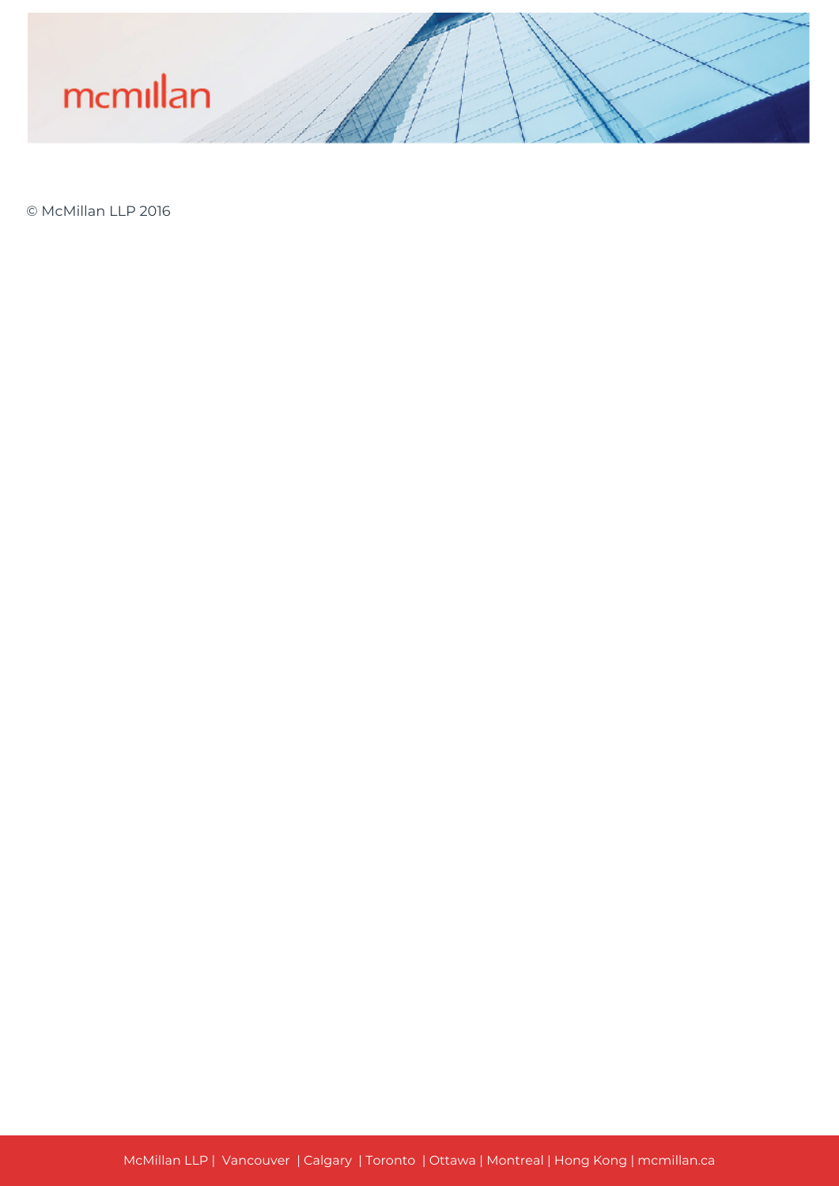© McMillan LLP 2016